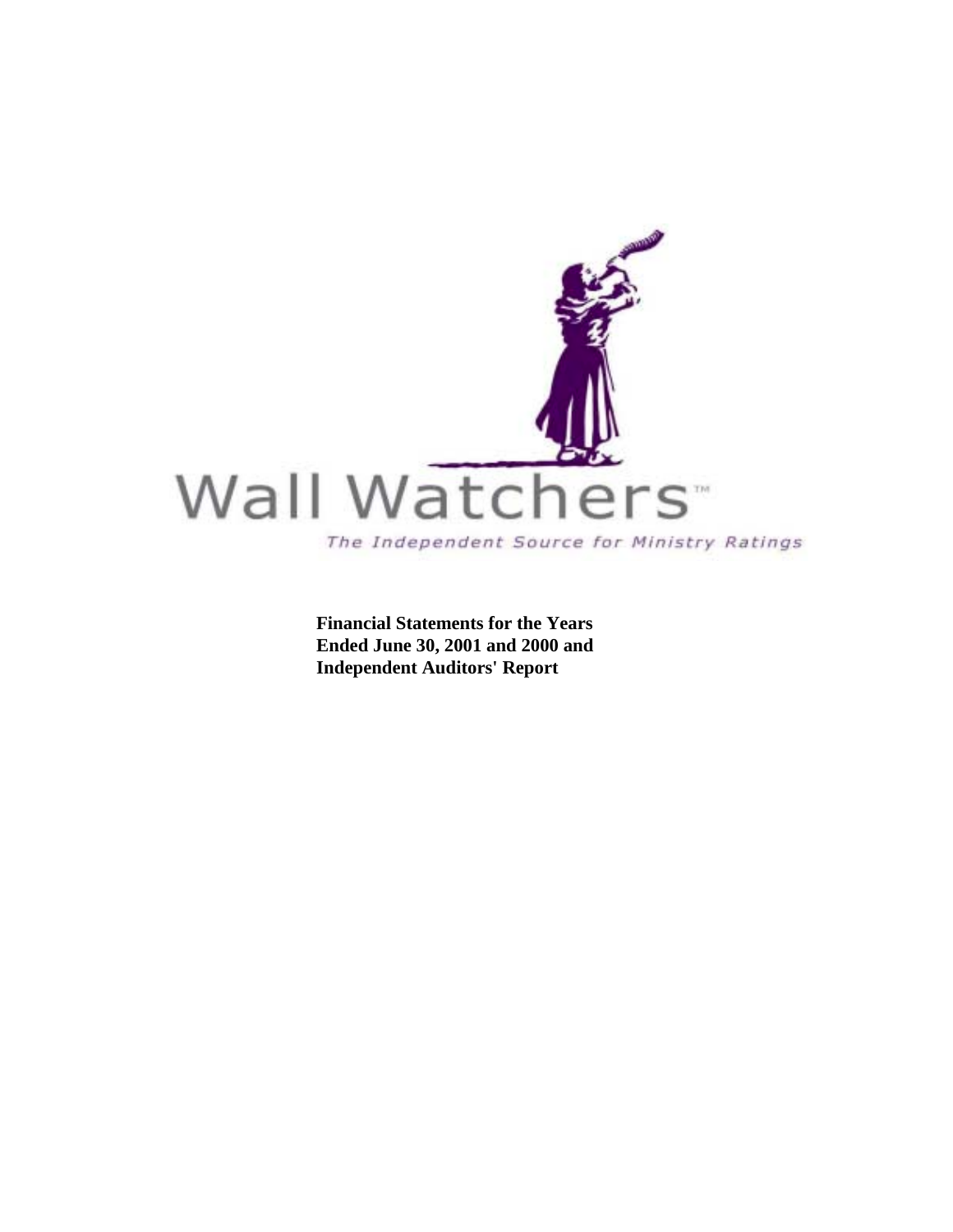Wall Watchers™

*The Independent Source for Ministry Ratings*

**Financial Statements for the Years Ended June 30, 2001 and 2000 and Independent Auditors' Report**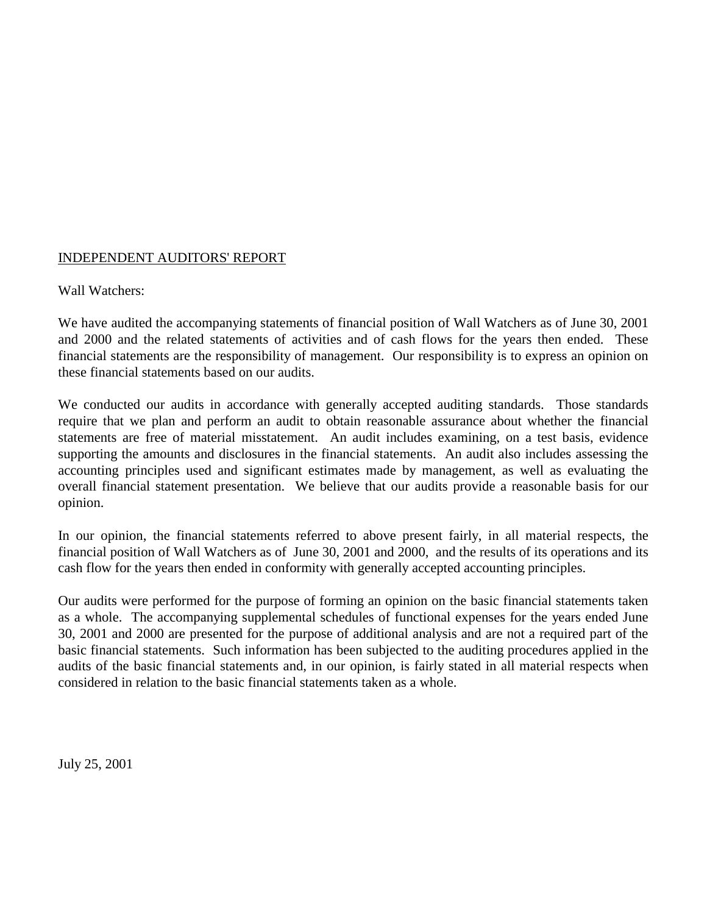INDEPENDENT AUDITORS' REPORT

Wall Watchers:

We have audited the accompanying statements of financial position of Wall Watchers as of June 30, 2001 and 2000 and the related statements of activities and of cash flows for the years then ended. These financial statements are the responsibility of management. Our responsibility is to express an opinion on these financial statements based on our audits.

We conducted our audits in accordance with generally accepted auditing standards. Those standards require that we plan and perform an audit to obtain reasonable assurance about whether the financial statements are free of material misstatement. An audit includes examining, on a test basis, evidence supporting the amounts and disclosures in the financial statements. An audit also includes assessing the accounting principles used and significant estimates made by management, as well as evaluating the overall financial statement presentation. We believe that our audits provide a reasonable basis for our opinion.

In our opinion, the financial statements referred to above present fairly, in all material respects, the financial position of Wall Watchers as of June 30, 2001 and 2000, and the results of its operations and its cash flow for the years then ended in conformity with generally accepted accounting principles.

Our audits were performed for the purpose of forming an opinion on the basic financial statements taken as a whole. The accompanying supplemental schedules of functional expenses for the years ended June 30, 2001 and 2000 are presented for the purpose of additional analysis and are not a required part of the basic financial statements. Such information has been subjected to the auditing procedures applied in the audits of the basic financial statements and, in our opinion, is fairly stated in all material respects when considered in relation to the basic financial statements taken as a whole.

July 25, 2001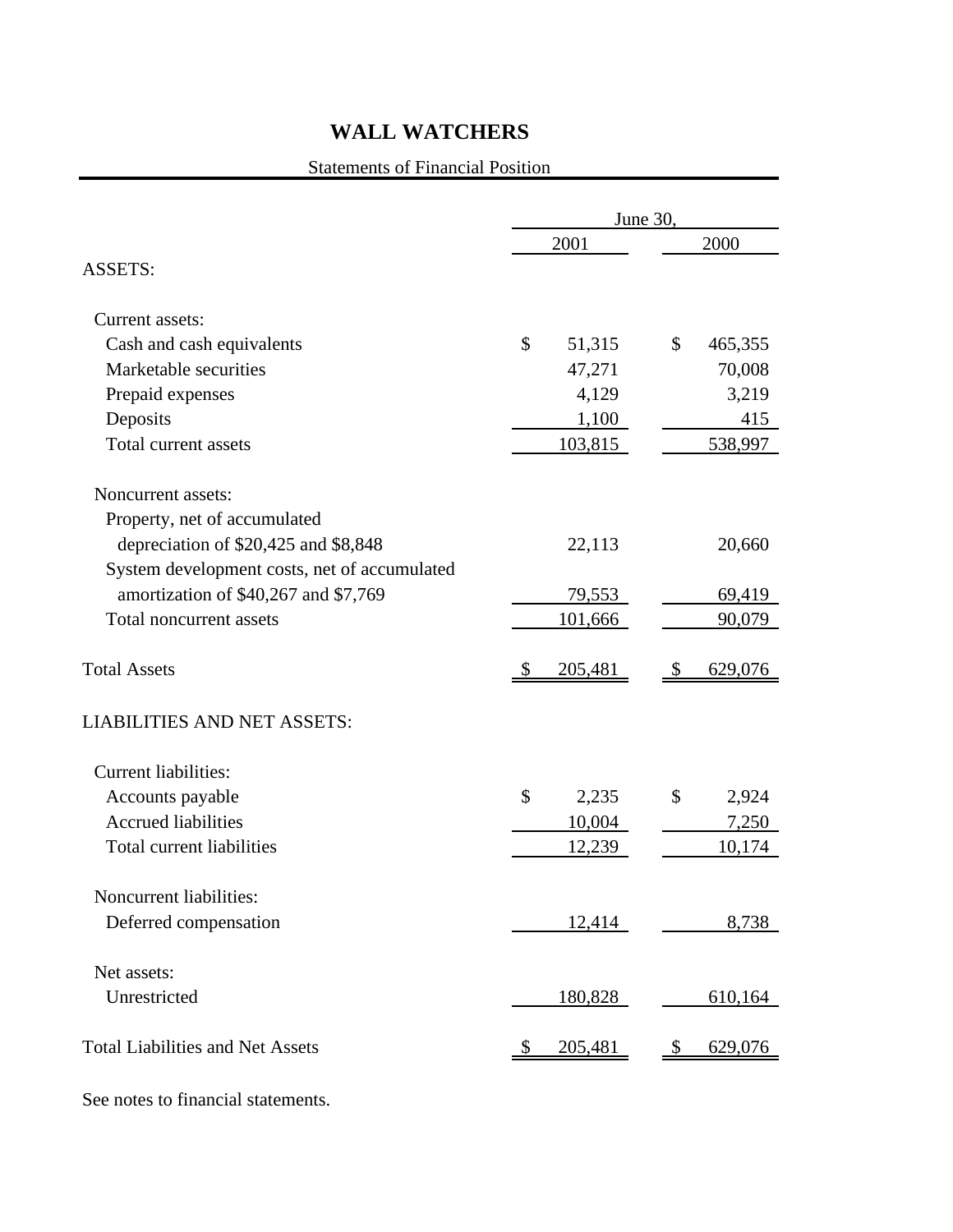# WALL WATCHERS

Statements of Financial Position

| | June 30, | |
|---|---|---|
| | 2001 | 2000 |
| **ASSETS:** | | |
| Current assets: | | |
| Cash and cash equivalents | $ 51,315 | $ 465,355 |
| Marketable securities | 47,271 | 70,008 |
| Prepaid expenses | 4,129 | 3,219 |
| Deposits | 1,100 | 415 |
| Total current assets | 103,815 | 538,997 |
| Noncurrent assets: | | |
| Property, net of accumulated depreciation of $20,425 and $8,848 | 22,113 | 20,660 |
| System development costs, net of accumulated amortization of $40,267 and $7,769 | 79,553 | 69,419 |
| Total noncurrent assets | 101,666 | 90,079 |
| Total Assets | $ 205,481 | $ 629,076 |
| **LIABILITIES AND NET ASSETS:** | | |
| Current liabilities: | | |
| Accounts payable | $ 2,235 | $ 2,924 |
| Accrued liabilities | 10,004 | 7,250 |
| Total current liabilities | 12,239 | 10,174 |
| Noncurrent liabilities: | | |
| Deferred compensation | 12,414 | 8,738 |
| Net assets: | | |
| Unrestricted | 180,828 | 610,164 |
| Total Liabilities and Net Assets | $ 205,481 | $ 629,076 |

See notes to financial statements.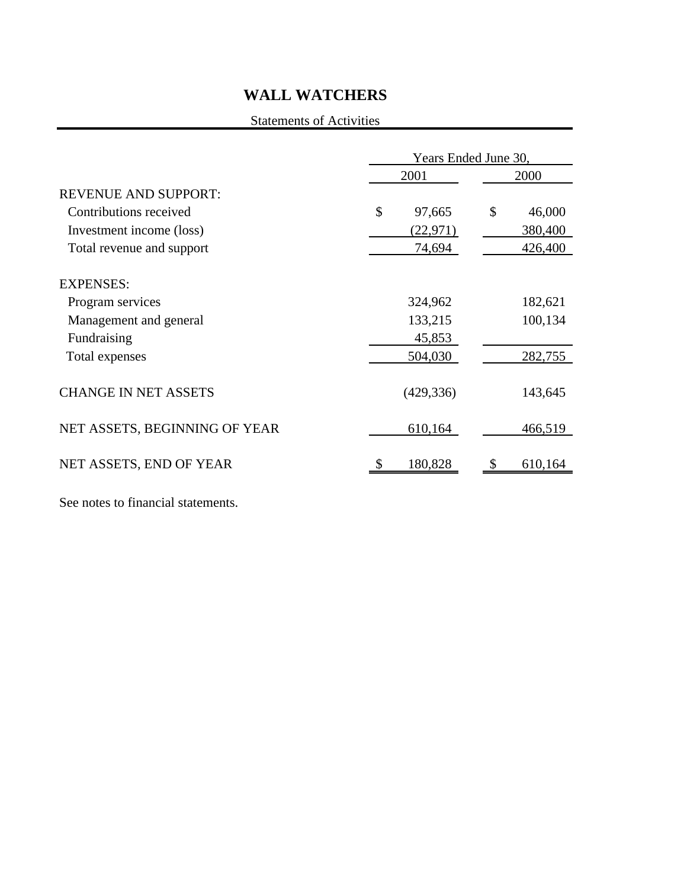# WALL WATCHERS

Statements of Activities

| | Years Ended June 30, | |
|---|---|---|
| | 2001 | 2000 |
| REVENUE AND SUPPORT: | | |
| Contributions received | $ 97,665 | $ 46,000 |
| Investment income (loss) | (22,971) | 380,400 |
| Total revenue and support | 74,694 | 426,400 |
| EXPENSES: | | |
| Program services | 324,962 | 182,621 |
| Management and general | 133,215 | 100,134 |
| Fundraising | 45,853 | |
| Total expenses | 504,030 | 282,755 |
| CHANGE IN NET ASSETS | (429,336) | 143,645 |
| NET ASSETS, BEGINNING OF YEAR | 610,164 | 466,519 |
| NET ASSETS, END OF YEAR | $ 180,828 | $ 610,164 |

See notes to financial statements.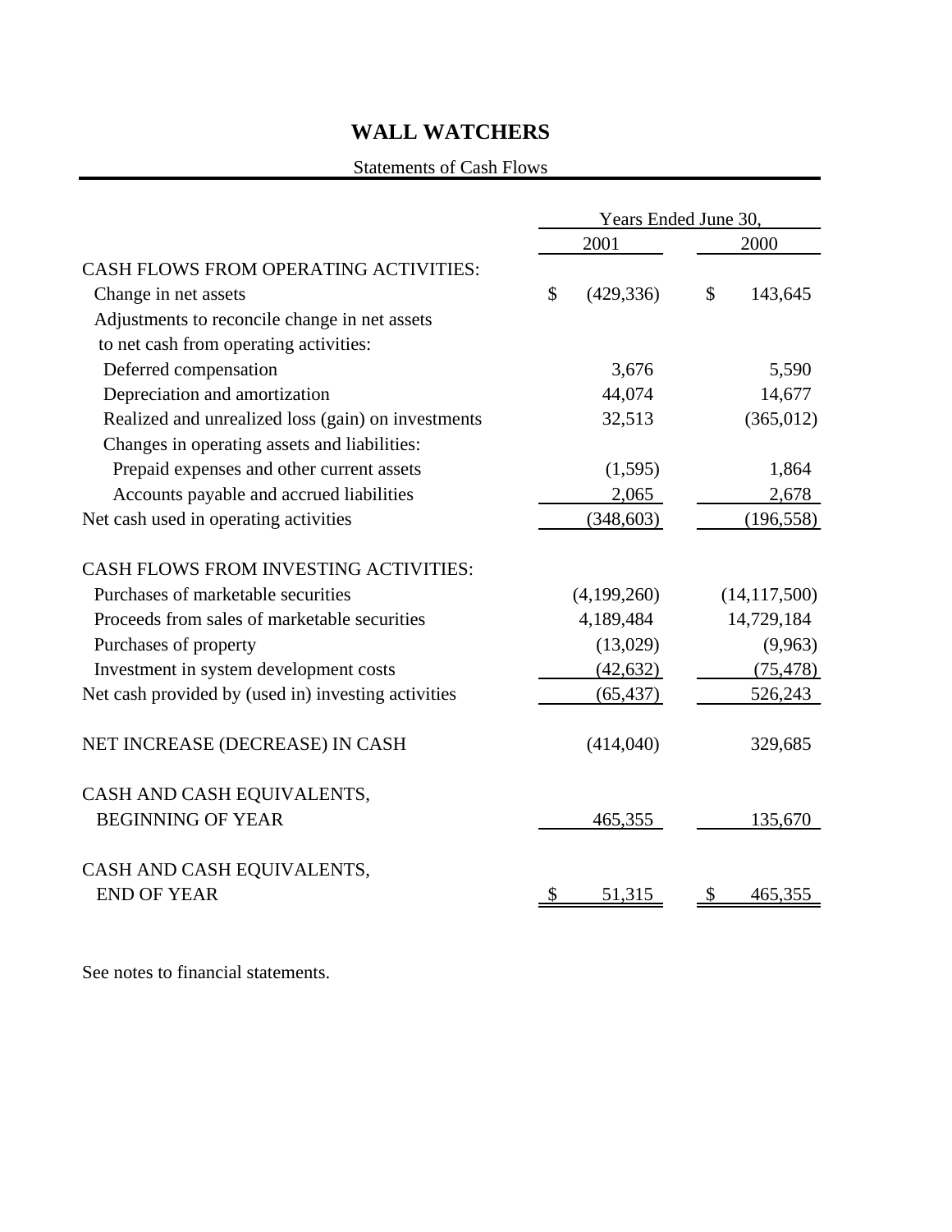# WALL WATCHERS

Statements of Cash Flows

| | Years Ended June 30, | |
|---|---|---|
| | 2001 | 2000 |
| CASH FLOWS FROM OPERATING ACTIVITIES: | | |
| Change in net assets | $ (429,336) | $ 143,645 |
| Adjustments to reconcile change in net assets to net cash from operating activities: | | |
| Deferred compensation | 3,676 | 5,590 |
| Depreciation and amortization | 44,074 | 14,677 |
| Realized and unrealized loss (gain) on investments | 32,513 | (365,012) |
| Changes in operating assets and liabilities: | | |
| Prepaid expenses and other current assets | (1,595) | 1,864 |
| Accounts payable and accrued liabilities | 2,065 | 2,678 |
| Net cash used in operating activities | (348,603) | (196,558) |
| CASH FLOWS FROM INVESTING ACTIVITIES: | | |
| Purchases of marketable securities | (4,199,260) | (14,117,500) |
| Proceeds from sales of marketable securities | 4,189,484 | 14,729,184 |
| Purchases of property | (13,029) | (9,963) |
| Investment in system development costs | (42,632) | (75,478) |
| Net cash provided by (used in) investing activities | (65,437) | 526,243 |
| NET INCREASE (DECREASE) IN CASH | (414,040) | 329,685 |
| CASH AND CASH EQUIVALENTS, BEGINNING OF YEAR | 465,355 | 135,670 |
| CASH AND CASH EQUIVALENTS, END OF YEAR | $ 51,315 | $ 465,355 |

See notes to financial statements.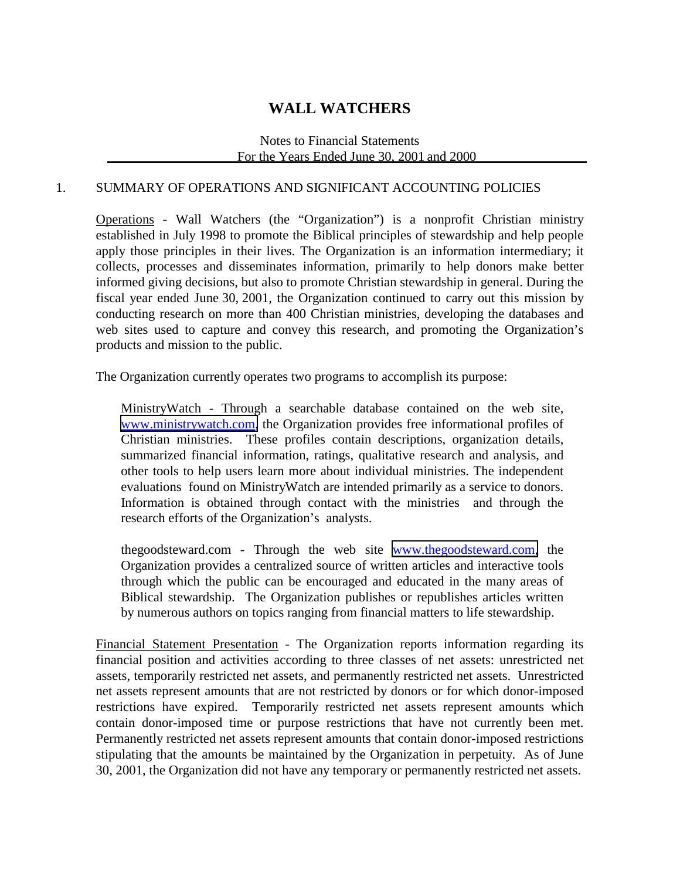# WALL WATCHERS

Notes to Financial Statements
For the Years Ended June 30, 2001 and 2000

## 1. SUMMARY OF OPERATIONS AND SIGNIFICANT ACCOUNTING POLICIES

Operations - Wall Watchers (the "Organization") is a nonprofit Christian ministry established in July 1998 to promote the Biblical principles of stewardship and help people apply those principles in their lives. The Organization is an information intermediary; it collects, processes and disseminates information, primarily to help donors make better informed giving decisions, but also to promote Christian stewardship in general. During the fiscal year ended June 30, 2001, the Organization continued to carry out this mission by conducting research on more than 400 Christian ministries, developing the databases and web sites used to capture and convey this research, and promoting the Organization's products and mission to the public.

The Organization currently operates two programs to accomplish its purpose:

MinistryWatch - Through a searchable database contained on the web site, www.ministrywatch.com, the Organization provides free informational profiles of Christian ministries. These profiles contain descriptions, organization details, summarized financial information, ratings, qualitative research and analysis, and other tools to help users learn more about individual ministries. The independent evaluations found on MinistryWatch are intended primarily as a service to donors. Information is obtained through contact with the ministries and through the research efforts of the Organization's analysts.

thegoodsteward.com - Through the web site www.thegoodsteward.com, the Organization provides a centralized source of written articles and interactive tools through which the public can be encouraged and educated in the many areas of Biblical stewardship. The Organization publishes or republishes articles written by numerous authors on topics ranging from financial matters to life stewardship.

Financial Statement Presentation - The Organization reports information regarding its financial position and activities according to three classes of net assets: unrestricted net assets, temporarily restricted net assets, and permanently restricted net assets. Unrestricted net assets represent amounts that are not restricted by donors or for which donor-imposed restrictions have expired. Temporarily restricted net assets represent amounts which contain donor-imposed time or purpose restrictions that have not currently been met. Permanently restricted net assets represent amounts that contain donor-imposed restrictions stipulating that the amounts be maintained by the Organization in perpetuity. As of June 30, 2001, the Organization did not have any temporary or permanently restricted net assets.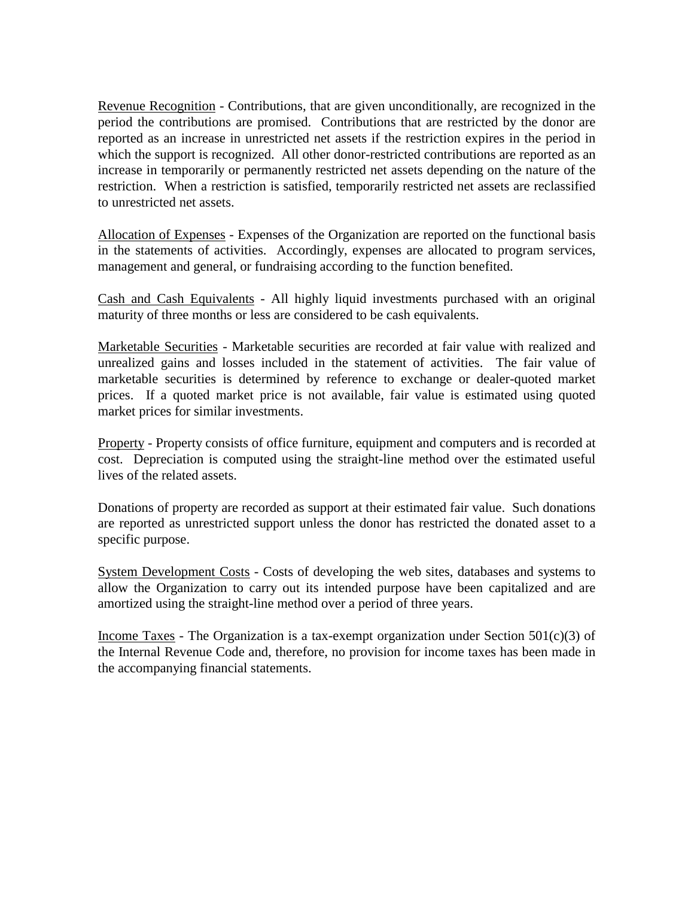Revenue Recognition - Contributions, that are given unconditionally, are recognized in the period the contributions are promised. Contributions that are restricted by the donor are reported as an increase in unrestricted net assets if the restriction expires in the period in which the support is recognized. All other donor-restricted contributions are reported as an increase in temporarily or permanently restricted net assets depending on the nature of the restriction. When a restriction is satisfied, temporarily restricted net assets are reclassified to unrestricted net assets.

Allocation of Expenses - Expenses of the Organization are reported on the functional basis in the statements of activities. Accordingly, expenses are allocated to program services, management and general, or fundraising according to the function benefited.

Cash and Cash Equivalents - All highly liquid investments purchased with an original maturity of three months or less are considered to be cash equivalents.

Marketable Securities - Marketable securities are recorded at fair value with realized and unrealized gains and losses included in the statement of activities. The fair value of marketable securities is determined by reference to exchange or dealer-quoted market prices. If a quoted market price is not available, fair value is estimated using quoted market prices for similar investments.

Property - Property consists of office furniture, equipment and computers and is recorded at cost. Depreciation is computed using the straight-line method over the estimated useful lives of the related assets.

Donations of property are recorded as support at their estimated fair value. Such donations are reported as unrestricted support unless the donor has restricted the donated asset to a specific purpose.

System Development Costs - Costs of developing the web sites, databases and systems to allow the Organization to carry out its intended purpose have been capitalized and are amortized using the straight-line method over a period of three years.

Income Taxes - The Organization is a tax-exempt organization under Section 501(c)(3) of the Internal Revenue Code and, therefore, no provision for income taxes has been made in the accompanying financial statements.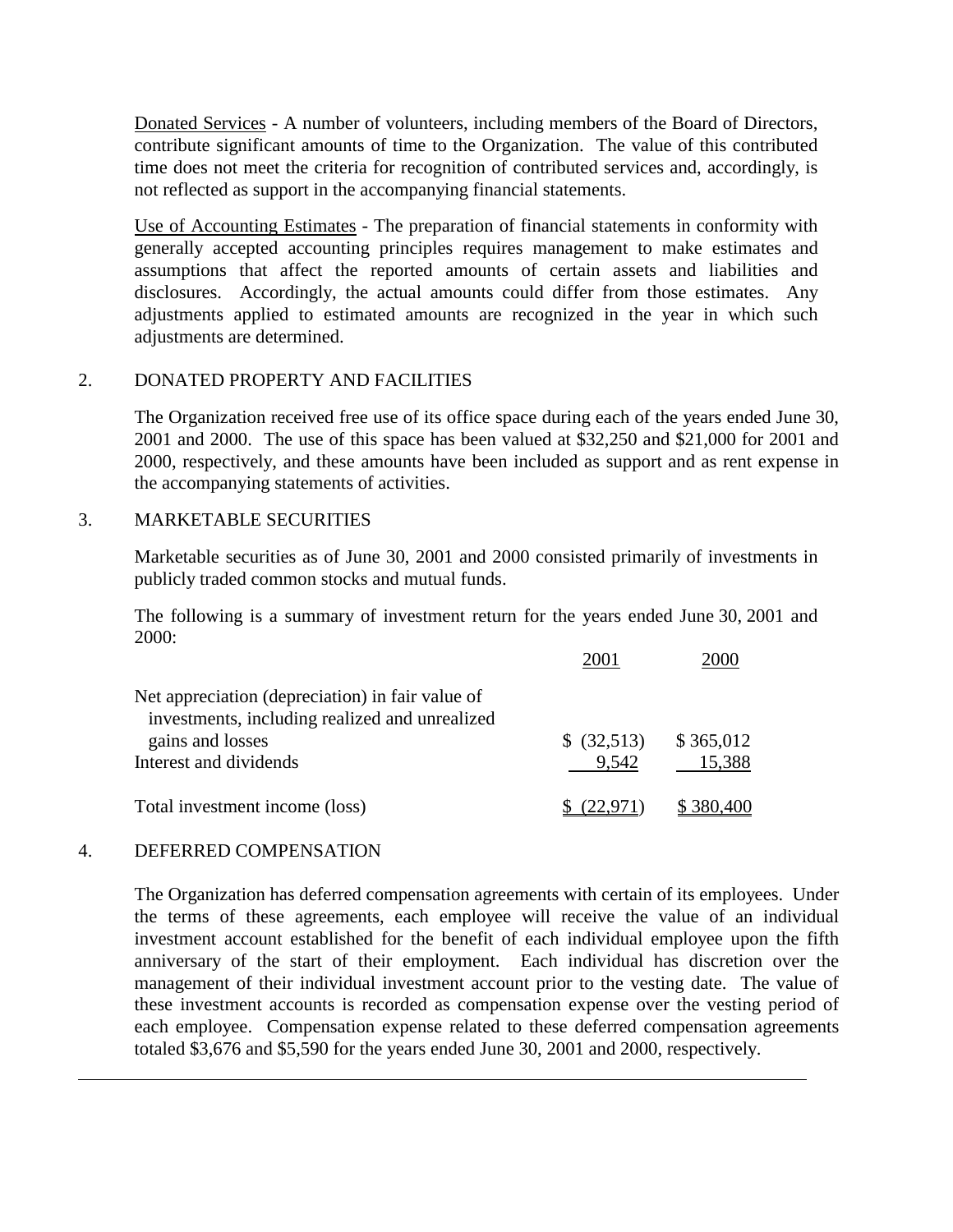Donated Services - A number of volunteers, including members of the Board of Directors, contribute significant amounts of time to the Organization. The value of this contributed time does not meet the criteria for recognition of contributed services and, accordingly, is not reflected as support in the accompanying financial statements.

Use of Accounting Estimates - The preparation of financial statements in conformity with generally accepted accounting principles requires management to make estimates and assumptions that affect the reported amounts of certain assets and liabilities and disclosures. Accordingly, the actual amounts could differ from those estimates. Any adjustments applied to estimated amounts are recognized in the year in which such adjustments are determined.

## 2. DONATED PROPERTY AND FACILITIES

The Organization received free use of its office space during each of the years ended June 30, 2001 and 2000. The use of this space has been valued at $32,250 and $21,000 for 2001 and 2000, respectively, and these amounts have been included as support and as rent expense in the accompanying statements of activities.

## 3. MARKETABLE SECURITIES

Marketable securities as of June 30, 2001 and 2000 consisted primarily of investments in publicly traded common stocks and mutual funds.

The following is a summary of investment return for the years ended June 30, 2001 and 2000:

| | 2001 | 2000 |
|---|---|---|
| Net appreciation (depreciation) in fair value of investments, including realized and unrealized gains and losses | $ (32,513) | $ 365,012 |
| Interest and dividends | 9,542 | 15,388 |
| Total investment income (loss) | $ (22,971) | $ 380,400 |

## 4. DEFERRED COMPENSATION

The Organization has deferred compensation agreements with certain of its employees. Under the terms of these agreements, each employee will receive the value of an individual investment account established for the benefit of each individual employee upon the fifth anniversary of the start of their employment. Each individual has discretion over the management of their individual investment account prior to the vesting date. The value of these investment accounts is recorded as compensation expense over the vesting period of each employee. Compensation expense related to these deferred compensation agreements totaled $3,676 and $5,590 for the years ended June 30, 2001 and 2000, respectively.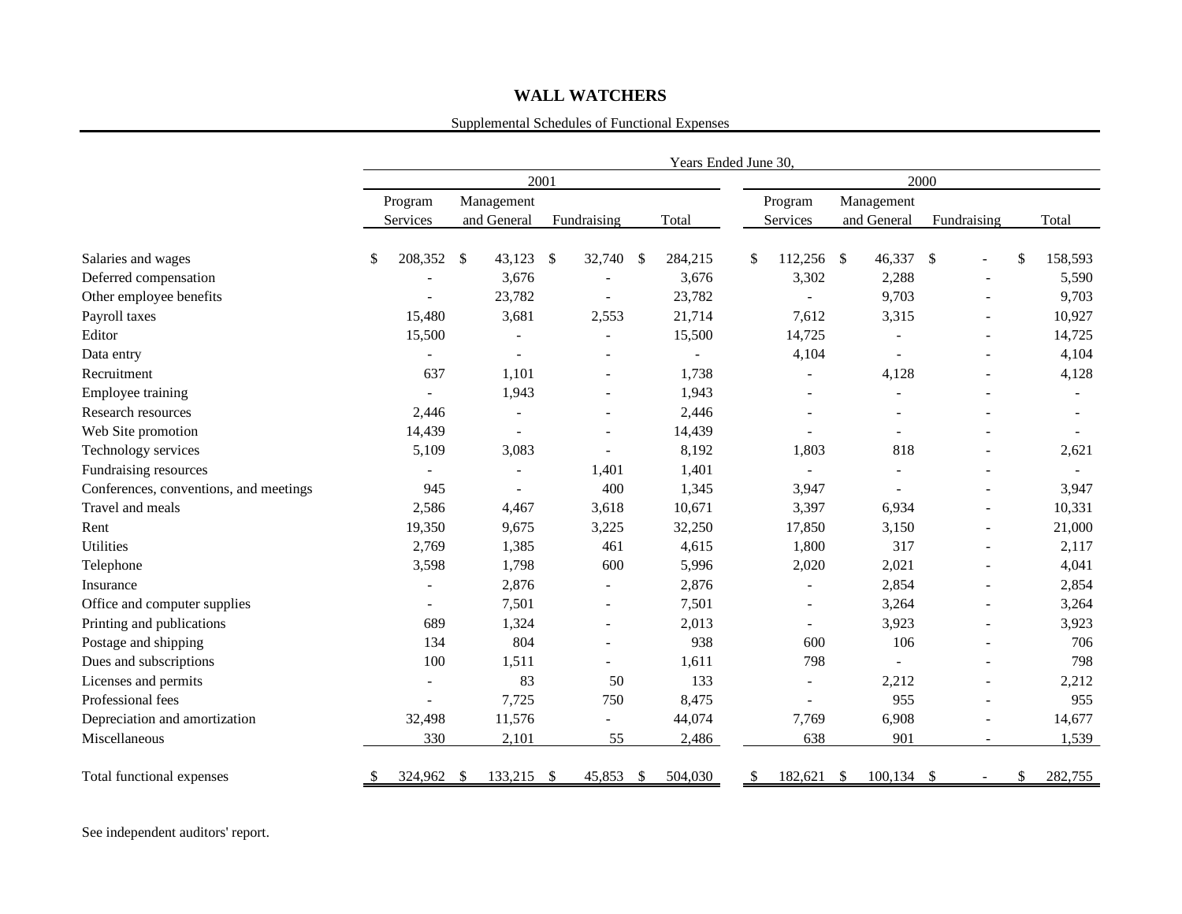# WALL WATCHERS

Supplemental Schedules of Functional Expenses

| | Years Ended June 30, | | | | | | | |
|---|---|---|---|---|---|---|---|---|
| | 2001 | | | | 2000 | | | |
| | Program Services | Management and General | Fundraising | Total | Program Services | Management and General | Fundraising | Total |
| Salaries and wages | $ 208,352 | $ 43,123 | $ 32,740 | $ 284,215 | $ 112,256 | $ 46,337 | $ - | $ 158,593 |
| Deferred compensation | - | 3,676 | - | 3,676 | 3,302 | 2,288 | - | 5,590 |
| Other employee benefits | - | 23,782 | - | 23,782 | - | 9,703 | - | 9,703 |
| Payroll taxes | 15,480 | 3,681 | 2,553 | 21,714 | 7,612 | 3,315 | - | 10,927 |
| Editor | 15,500 | - | - | 15,500 | 14,725 | - | - | 14,725 |
| Data entry | - | - | - | - | 4,104 | - | - | 4,104 |
| Recruitment | 637 | 1,101 | - | 1,738 | - | 4,128 | - | 4,128 |
| Employee training | - | 1,943 | - | 1,943 | - | - | - | - |
| Research resources | 2,446 | - | - | 2,446 | - | - | - | - |
| Web Site promotion | 14,439 | - | - | 14,439 | - | - | - | - |
| Technology services | 5,109 | 3,083 | - | 8,192 | 1,803 | 818 | - | 2,621 |
| Fundraising resources | - | - | 1,401 | 1,401 | - | - | - | - |
| Conferences, conventions, and meetings | 945 | - | 400 | 1,345 | 3,947 | - | - | 3,947 |
| Travel and meals | 2,586 | 4,467 | 3,618 | 10,671 | 3,397 | 6,934 | - | 10,331 |
| Rent | 19,350 | 9,675 | 3,225 | 32,250 | 17,850 | 3,150 | - | 21,000 |
| Utilities | 2,769 | 1,385 | 461 | 4,615 | 1,800 | 317 | - | 2,117 |
| Telephone | 3,598 | 1,798 | 600 | 5,996 | 2,020 | 2,021 | - | 4,041 |
| Insurance | - | 2,876 | - | 2,876 | - | 2,854 | - | 2,854 |
| Office and computer supplies | - | 7,501 | - | 7,501 | - | 3,264 | - | 3,264 |
| Printing and publications | 689 | 1,324 | - | 2,013 | - | 3,923 | - | 3,923 |
| Postage and shipping | 134 | 804 | - | 938 | 600 | 106 | - | 706 |
| Dues and subscriptions | 100 | 1,511 | - | 1,611 | 798 | - | - | 798 |
| Licenses and permits | - | 83 | 50 | 133 | - | 2,212 | - | 2,212 |
| Professional fees | - | 7,725 | 750 | 8,475 | - | 955 | - | 955 |
| Depreciation and amortization | 32,498 | 11,576 | - | 44,074 | 7,769 | 6,908 | - | 14,677 |
| Miscellaneous | 330 | 2,101 | 55 | 2,486 | 638 | 901 | - | 1,539 |
| Total functional expenses | $ 324,962 | $ 133,215 | $ 45,853 | $ 504,030 | $ 182,621 | $ 100,134 | $ - | $ 282,755 |

See independent auditors' report.